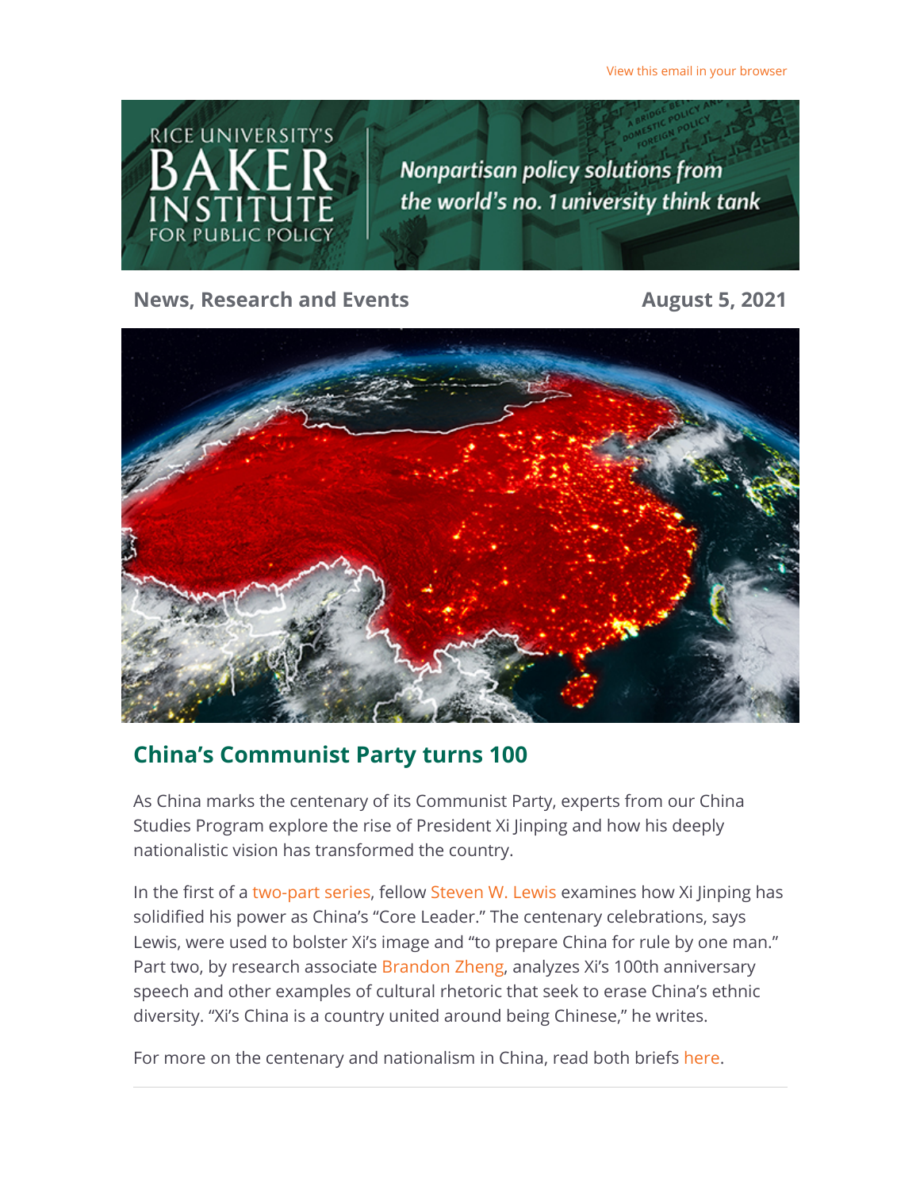View this email in your browser

RICE UNIVERSITY'S BAKER INSTITUTE FOR PUBLIC POLICY

*Nonpartisan policy solutions from the world's no. 1 university think tank*

**News, Research and Events** **August 5, 2021**

## China's Communist Party turns 100

As China marks the centenary of its Communist Party, experts from our China Studies Program explore the rise of President Xi Jinping and how his deeply nationalistic vision has transformed the country.

In the first of a two-part series, fellow Steven W. Lewis examines how Xi Jinping has solidified his power as China's "Core Leader." The centenary celebrations, says Lewis, were used to bolster Xi's image and "to prepare China for rule by one man." Part two, by research associate Brandon Zheng, analyzes Xi's 100th anniversary speech and other examples of cultural rhetoric that seek to erase China's ethnic diversity. "Xi's China is a country united around being Chinese," he writes.

For more on the centenary and nationalism in China, read both briefs here.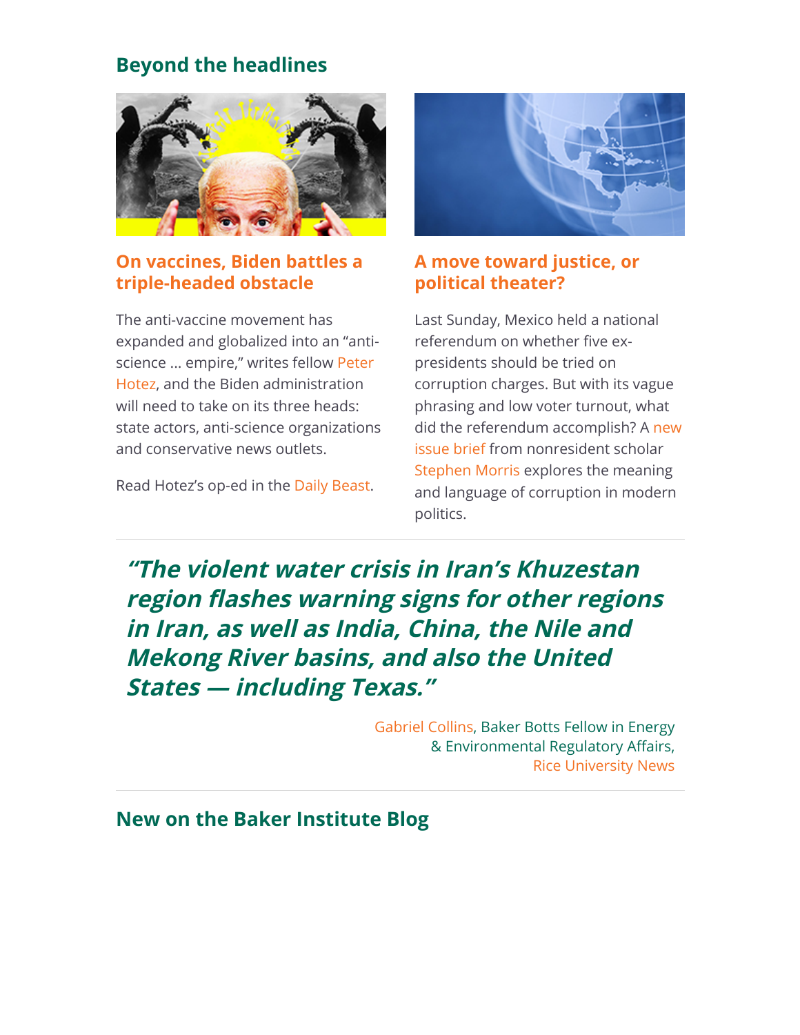## Beyond the headlines

### On vaccines, Biden battles a triple-headed obstacle

The anti-vaccine movement has expanded and globalized into an "anti-science … empire," writes fellow Peter Hotez, and the Biden administration will need to take on its three heads: state actors, anti-science organizations and conservative news outlets.

Read Hotez's op-ed in the Daily Beast.

### A move toward justice, or political theater?

Last Sunday, Mexico held a national referendum on whether five ex-presidents should be tried on corruption charges. But with its vague phrasing and low voter turnout, what did the referendum accomplish? A new issue brief from nonresident scholar Stephen Morris explores the meaning and language of corruption in modern politics.

---

> ***"The violent water crisis in Iran's Khuzestan region flashes warning signs for other regions in Iran, as well as India, China, the Nile and Mekong River basins, and also the United States — including Texas."***
>
> Gabriel Collins, Baker Botts Fellow in Energy & Environmental Regulatory Affairs, Rice University News

---

## New on the Baker Institute Blog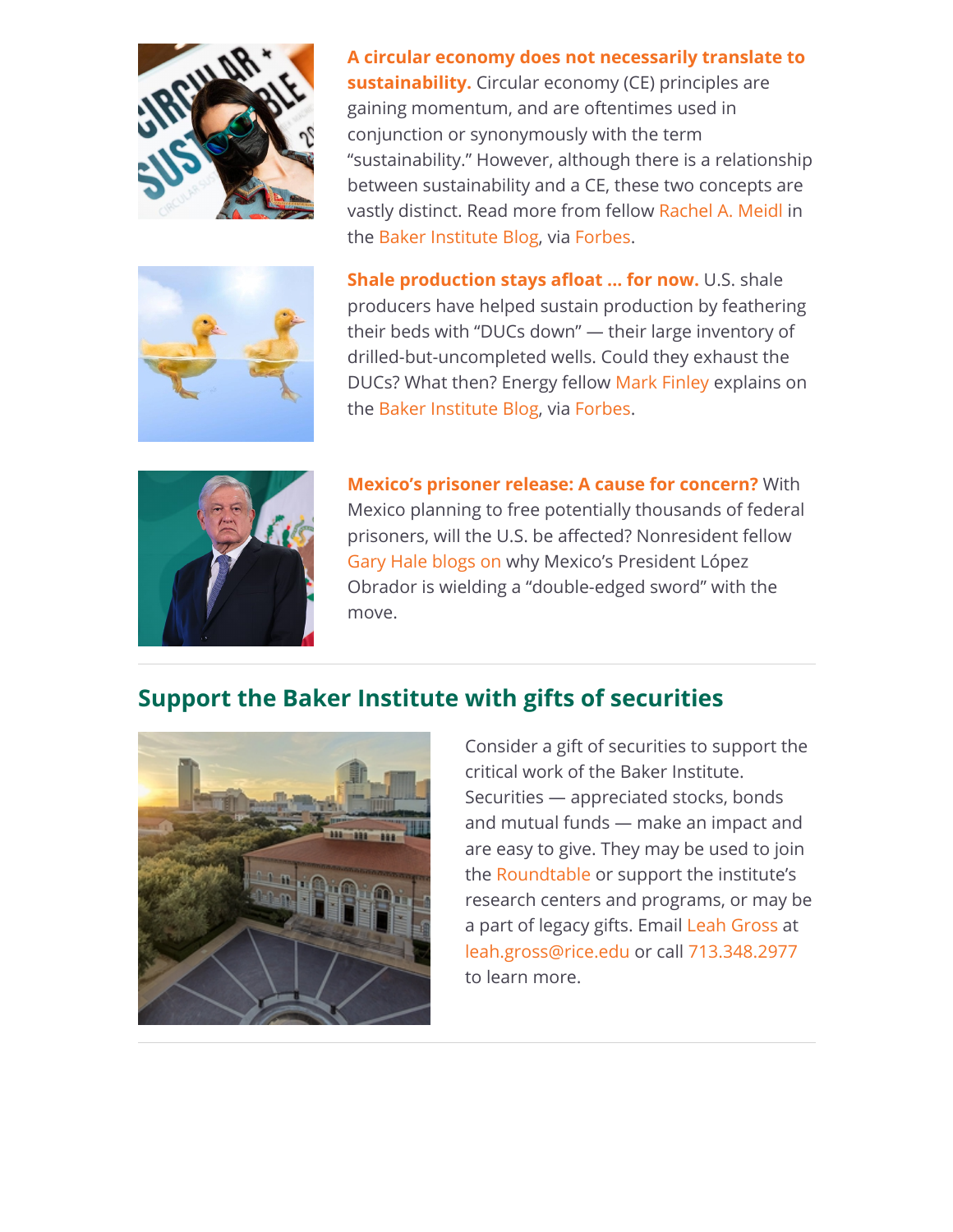**A circular economy does not necessarily translate to sustainability.** Circular economy (CE) principles are gaining momentum, and are oftentimes used in conjunction or synonymously with the term "sustainability." However, although there is a relationship between sustainability and a CE, these two concepts are vastly distinct. Read more from fellow Rachel A. Meidl in the Baker Institute Blog, via Forbes.

**Shale production stays afloat ... for now.** U.S. shale producers have helped sustain production by feathering their beds with "DUCs down" — their large inventory of drilled-but-uncompleted wells. Could they exhaust the DUCs? What then? Energy fellow Mark Finley explains on the Baker Institute Blog, via Forbes.

**Mexico's prisoner release: A cause for concern?** With Mexico planning to free potentially thousands of federal prisoners, will the U.S. be affected? Nonresident fellow Gary Hale blogs on why Mexico's President López Obrador is wielding a "double-edged sword" with the move.

## Support the Baker Institute with gifts of securities

Consider a gift of securities to support the critical work of the Baker Institute. Securities — appreciated stocks, bonds and mutual funds — make an impact and are easy to give. They may be used to join the Roundtable or support the institute's research centers and programs, or may be a part of legacy gifts. Email Leah Gross at leah.gross@rice.edu or call 713.348.2977 to learn more.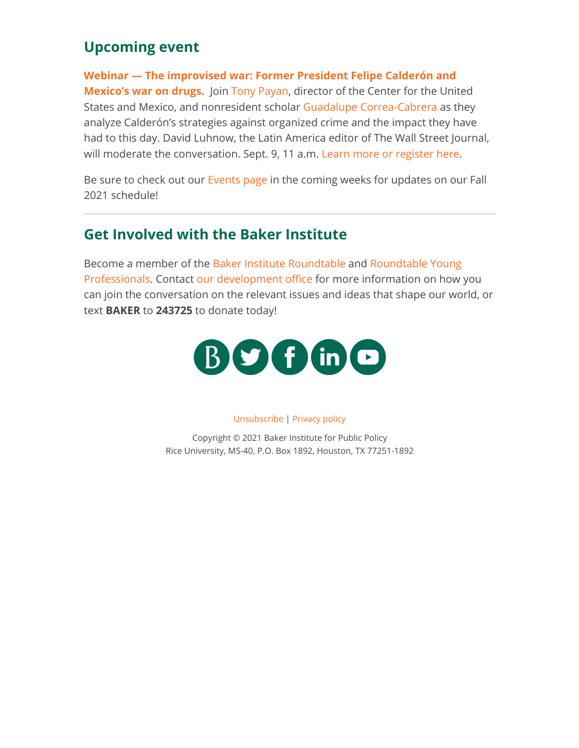## Upcoming event

**Webinar — The improvised war: Former President Felipe Calderón and Mexico's war on drugs.** Join Tony Payan, director of the Center for the United States and Mexico, and nonresident scholar Guadalupe Correa-Cabrera as they analyze Calderón's strategies against organized crime and the impact they have had to this day. David Luhnow, the Latin America editor of The Wall Street Journal, will moderate the conversation. Sept. 9, 11 a.m. Learn more or register here.

Be sure to check out our Events page in the coming weeks for updates on our Fall 2021 schedule!

---

## Get Involved with the Baker Institute

Become a member of the Baker Institute Roundtable and Roundtable Young Professionals. Contact our development office for more information on how you can join the conversation on the relevant issues and ideas that shape our world, or text **BAKER** to **243725** to donate today!

Unsubscribe | Privacy policy

Copyright © 2021 Baker Institute for Public Policy
Rice University, MS-40, P.O. Box 1892, Houston, TX 77251-1892